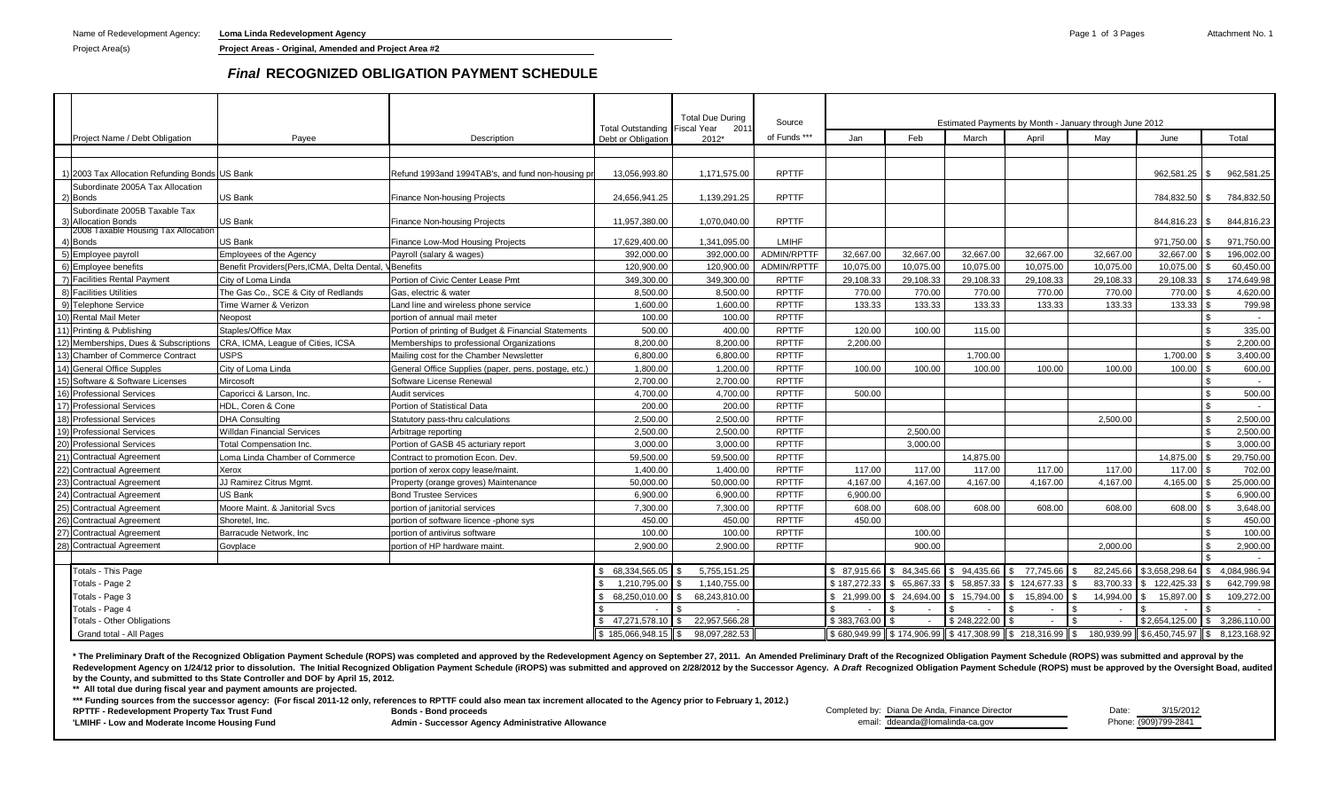Name of Redevelopment Agency: **Loma Linda Redevelopment Agency**

Project Area(s) **Project Areas - Original, Amended and Project Area #2**

Attachment No. 1

## *Final* RECOGNIZED OBLIGATION PAYMENT SCHEDULE

| | Project Name / Debt Obligation | Payee | Description | Total Outstanding Debt or Obligation | Total Due During Fiscal Year 2011 2012* | Source of Funds *** | Estimated Payments by Month - January through June 2012 Jan | Feb | March | April | May | June | Total |
|---|---|---|---|---|---|---|---|---|---|---|---|---|---|
| 1) | 2003 Tax Allocation Refunding Bonds | US Bank | Refund 1993and 1994TAB's, and fund non-housing pr | 13,056,993.80 | 1,171,575.00 | RPTTF | | | | | | 962,581.25 | $ 962,581.25 |
| 2) | Subordinate 2005A Tax Allocation Bonds | US Bank | Finance Non-housing Projects | 24,656,941.25 | 1,139,291.25 | RPTTF | | | | | | 784,832.50 | $ 784,832.50 |
| 3) | Subordinate 2005B Taxable Tax Allocation Bonds | US Bank | Finance Non-housing Projects | 11,957,380.00 | 1,070,040.00 | RPTTF | | | | | | 844,816.23 | $ 844,816.23 |
| 4) | 2008 Taxable Housing Tax Allocation Bonds | US Bank | Finance Low-Mod Housing Projects | 17,629,400.00 | 1,341,095.00 | LMIHF | | | | | | 971,750.00 | $ 971,750.00 |
| 5) | Employee payroll | Employees of the Agency | Payroll (salary & wages) | 392,000.00 | 392,000.00 | ADMIN/RPTTF | 32,667.00 | 32,667.00 | 32,667.00 | 32,667.00 | 32,667.00 | 32,667.00 | $ 196,002.00 |
| 6) | Employee benefits | Benefit Providers(Pers,ICMA, Delta Dental, V | Benefits | 120,900.00 | 120,900.00 | ADMIN/RPTTF | 10,075.00 | 10,075.00 | 10,075.00 | 10,075.00 | 10,075.00 | 10,075.00 | $ 60,450.00 |
| 7) | Facilities Rental Payment | City of Loma Linda | Portion of Civic Center Lease Pmt | 349,300.00 | 349,300.00 | RPTTF | 29,108.33 | 29,108.33 | 29,108.33 | 29,108.33 | 29,108.33 | 29,108.33 | $ 174,649.98 |
| 8) | Facilities Utilities | The Gas Co., SCE & City of Redlands | Gas, electric & water | 8,500.00 | 8,500.00 | RPTTF | 770.00 | 770.00 | 770.00 | 770.00 | 770.00 | 770.00 | $ 4,620.00 |
| 9) | Telephone Service | Time Warner & Verizon | Land line and wireless phone service | 1,600.00 | 1,600.00 | RPTTF | 133.33 | 133.33 | 133.33 | 133.33 | 133.33 | 133.33 | $ 799.98 |
| 10) | Rental Mail Meter | Neopost | portion of annual mail meter | 100.00 | 100.00 | RPTTF | | | | | | | $ - |
| 11) | Printing & Publishing | Staples/Office Max | Portion of printing of Budget & Financial Statements | 500.00 | 400.00 | RPTTF | 120.00 | 100.00 | 115.00 | | | | $ 335.00 |
| 12) | Memberships, Dues & Subscriptions | CRA, ICMA, League of Cities, ICSA | Memberships to professional Organizations | 8,200.00 | 8,200.00 | RPTTF | 2,200.00 | | | | | | $ 2,200.00 |
| 13) | Chamber of Commerce Contract | USPS | Mailing cost for the Chamber Newsletter | 6,800.00 | 6,800.00 | RPTTF | | | 1,700.00 | | | 1,700.00 | $ 3,400.00 |
| 14) | General Office Supples | City of Loma Linda | General Office Supplies (paper, pens, postage, etc.) | 1,800.00 | 1,200.00 | RPTTF | 100.00 | 100.00 | 100.00 | 100.00 | 100.00 | 100.00 | $ 600.00 |
| 15) | Software & Software Licenses | Mircosoft | Software License Renewal | 2,700.00 | 2,700.00 | RPTTF | | | | | | | $ - |
| 16) | Professional Services | Caporicci & Larson, Inc. | Audit services | 4,700.00 | 4,700.00 | RPTTF | 500.00 | | | | | | $ 500.00 |
| 17) | Professional Services | HDL, Coren & Cone | Portion of Statistical Data | 200.00 | 200.00 | RPTTF | | | | | | | $ - |
| 18) | Professional Services | DHA Consulting | Statutory pass-thru calculations | 2,500.00 | 2,500.00 | RPTTF | | | | | 2,500.00 | | $ 2,500.00 |
| 19) | Professional Services | Willdan Financial Services | Arbitrage reporting | 2,500.00 | 2,500.00 | RPTTF | | 2,500.00 | | | | | $ 2,500.00 |
| 20) | Professional Services | Total Compensation Inc. | Portion of GASB 45 acturiary report | 3,000.00 | 3,000.00 | RPTTF | | 3,000.00 | | | | | $ 3,000.00 |
| 21) | Contractual Agreement | Loma Linda Chamber of Commerce | Contract to promotion Econ. Dev. | 59,500.00 | 59,500.00 | RPTTF | | | 14,875.00 | | | 14,875.00 | $ 29,750.00 |
| 22) | Contractual Agreement | Xerox | portion of xerox copy lease/maint. | 1,400.00 | 1,400.00 | RPTTF | 117.00 | 117.00 | 117.00 | 117.00 | 117.00 | 117.00 | $ 702.00 |
| 23) | Contractual Agreement | JJ Ramirez Citrus Mgmt. | Property (orange groves) Maintenance | 50,000.00 | 50,000.00 | RPTTF | 4,167.00 | 4,167.00 | 4,167.00 | 4,167.00 | 4,167.00 | 4,165.00 | $ 25,000.00 |
| 24) | Contractual Agreement | US Bank | Bond Trustee Services | 6,900.00 | 6,900.00 | RPTTF | 6,900.00 | | | | | | $ 6,900.00 |
| 25) | Contractual Agreement | Moore Maint. & Janitorial Svcs | portion of janitorial services | 7,300.00 | 7,300.00 | RPTTF | 608.00 | 608.00 | 608.00 | 608.00 | 608.00 | 608.00 | $ 3,648.00 |
| 26) | Contractual Agreement | Shoretel, Inc. | portion of software licence -phone sys | 450.00 | 450.00 | RPTTF | 450.00 | | | | | | $ 450.00 |
| 27) | Contractual Agreement | Barracude Network, Inc | portion of antivirus software | 100.00 | 100.00 | RPTTF | | 100.00 | | | | | $ 100.00 |
| 28) | Contractual Agreement | Govplace | portion of HP hardware maint. | 2,900.00 | 2,900.00 | RPTTF | | 900.00 | | | 2,000.00 | | $ 2,900.00 |
| | | | | | | | | | | | | | $ - |
| | Totals - This Page | | | $ 68,334,565.05 | $ 5,755,151.25 | | $ 87,915.66 | $ 84,345.66 | $ 94,435.66 | $ 77,745.66 | $ 82,245.66 | $3,658,298.64 | $ 4,084,986.94 |
| | Totals - Page 2 | | | $ 1,210,795.00 | $ 1,140,755.00 | | $ 187,272.33 | $ 65,867.33 | $ 58,857.33 | $ 124,677.33 | $ 83,700.33 | $ 122,425.33 | $ 642,799.98 |
| | Totals - Page 3 | | | $ 68,250,010.00 | $ 68,243,810.00 | | $ 21,999.00 | $ 24,694.00 | $ 15,794.00 | $ 15,894.00 | $ 14,994.00 | $ 15,897.00 | $ 109,272.00 |
| | Totals - Page 4 | | | $ - | $ - | | $ - | $ - | $ - | $ - | $ - | $ - | $ - |
| | Totals - Other Obligations | | | $ 47,271,578.10 | $ 22,957,566.28 | | $ 383,763.00 | $ - | $ 248,222.00 | $ - | $ - | $2,654,125.00 | $ 3,286,110.00 |
| | Grand total - All Pages | | | $ 185,066,948.15 | $ 98,097,282.53 | | $ 680,949.99 | $ 174,906.99 | $ 417,308.99 | $ 218,316.99 | $ 180,939.99 | $6,450,745.97 | $ 8,123,168.92 |

\* The Preliminary Draft of the Recognized Obligation Payment Schedule (ROPS) was completed and approved by the Redevelopment Agency on September 27, 2011. An Amended Preliminary Draft of the Recognized Obligation Payment Schedule (ROPS) was submitted and approval by the Redevelopment Agency on 1/24/12 prior to dissolution. The Initial Recognized Obligation Payment Schedule (iROPS) was submitted and approved on 2/28/2012 by the Successor Agency. A *Draft* Recognized Obligation Payment Schedule (ROPS) must be approved by the Oversight Boad, audited by the County, and submitted to ths State Controller and DOF by April 15, 2012.

\*\* All total due during fiscal year and payment amounts are projected.

\*\*\* Funding sources from the successor agency: (For fiscal 2011-12 only, references to RPTTF could also mean tax increment allocated to the Agency prior to February 1, 2012.)

**RPTTF - Redevelopment Property Tax Trust Fund** **Bonds - Bond proceeds**

**'LMIHF - Low and Moderate Income Housing Fund** **Admin - Successor Agency Administrative Allowance**

Completed by: Diana De Anda, Finance Director Date: 3/15/2012

email: ddeanda@lomalinda-ca.gov Phone: (909)799-2841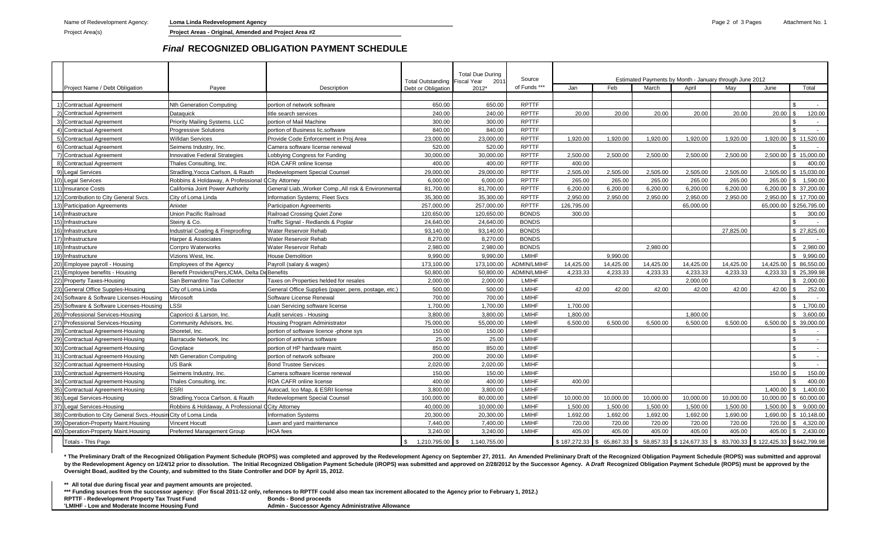Name of Redevelopment Agency: **Loma Linda Redevelopment Agency**

Project Area(s) **Project Areas - Original, Amended and Project Area #2**

Attachment No. 1

## *Final* RECOGNIZED OBLIGATION PAYMENT SCHEDULE

| | Project Name / Debt Obligation | Payee | Description | Total Outstanding Debt or Obligation | Total Due During Fiscal Year 2011 2012* | Source of Funds *** | Estimated Payments by Month - January through June 2012 | | | | | | |
|---|---|---|---|---|---|---|---|---|---|---|---|---|---|
| | | | | | | | Jan | Feb | March | April | May | June | Total |
| 1) | Contractual Agreement | Nth Generation Computing | portion of network software | 650.00 | 650.00 | RPTTF | | | | | | | $ - |
| 2) | Contractual Agreement | Dataquick | title search services | 240.00 | 240.00 | RPTTF | 20.00 | 20.00 | 20.00 | 20.00 | 20.00 | 20.00 | $ 120.00 |
| 3) | Contractual Agreement | Priority Mailing Systems. LLC | portion of Mail Machine | 300.00 | 300.00 | RPTTF | | | | | | | $ - |
| 4) | Contractual Agreement | Progressive Solutions | portion of Business lic.software | 840.00 | 840.00 | RPTTF | | | | | | | $ - |
| 5) | Contractual Agreement | Willdan Services | Provide Code Enforcement in Proj Area | 23,000.00 | 23,000.00 | RPTTF | 1,920.00 | 1,920.00 | 1,920.00 | 1,920.00 | 1,920.00 | 1,920.00 | $ 11,520.00 |
| 6) | Contractual Agreement | Seimens Industry, Inc. | Camera software license renewal | 520.00 | 520.00 | RPTTF | | | | | | | $ - |
| 7) | Contractual Agreement | Innovative Federal Strategies | Lobbying Congress for Funding | 30,000.00 | 30,000.00 | RPTTF | 2,500.00 | 2,500.00 | 2,500.00 | 2,500.00 | 2,500.00 | 2,500.00 | $ 15,000.00 |
| 8) | Contractual Agreement | Thales Consulting, Inc. | RDA CAFR online license | 400.00 | 400.00 | RPTTF | 400.00 | | | | | | $ 400.00 |
| 9) | Legal Services | Stradling, Yocca Carlson, & Rauth | Redevelopment Special Counsel | 29,000.00 | 29,000.00 | RPTTF | 2,505.00 | 2,505.00 | 2,505.00 | 2,505.00 | 2,505.00 | 2,505.00 | $ 15,030.00 |
| 10) | Legal Services | Robbins & Holdaway, A Professional C | City Attorney | 6,000.00 | 6,000.00 | RPTTF | 265.00 | 265.00 | 265.00 | 265.00 | 265.00 | 265.00 | $ 1,590.00 |
| 11) | Insurance Costs | California Joint Power Authority | General Liab.,Worker Comp.,All risk & Environmental | 81,700.00 | 81,700.00 | RPTTF | 6,200.00 | 6,200.00 | 6,200.00 | 6,200.00 | 6,200.00 | 6,200.00 | $ 37,200.00 |
| 12) | Contribution to City General Svcs. | City of Loma Linda | Information Systems; Fleet Svcs | 35,300.00 | 35,300.00 | RPTTF | 2,950.00 | 2,950.00 | 2,950.00 | 2,950.00 | 2,950.00 | 2,950.00 | $ 17,700.00 |
| 13) | Participation Agreements | Anixter | Participation Agreements | 257,000.00 | 257,000.00 | RPTTF | 126,795.00 | | | 65,000.00 | | 65,000.00 | $256,795.00 |
| 14) | Infrastructure | Union Pacific Railroad | Railroad Crossing Quiet Zone | 120,650.00 | 120,650.00 | BONDS | 300.00 | | | | | | $ 300.00 |
| 15) | Infrastructure | Steiny & Co. | Traffic Signal - Redlands & Poplar | 24,640.00 | 24,640.00 | BONDS | | | | | | | $ - |
| 16) | Infrastructure | Industrial Coating & Fireproofing | Water Reservoir Rehab | 93,140.00 | 93,140.00 | BONDS | | | | | 27,825.00 | | $ 27,825.00 |
| 17) | Infrastructure | Harper & Associates | Water Reservoir Rehab | 8,270.00 | 8,270.00 | BONDS | | | | | | | $ - |
| 18) | Infrastructure | Corrpro Waterworks | Water Reservoir Rehab | 2,980.00 | 2,980.00 | BONDS | | | 2,980.00 | | | | $ 2,980.00 |
| 19) | Infrastructure | Vizions West, Inc. | House Demolition | 9,990.00 | 9,990.00 | LMIHF | | 9,990.00 | | | | | $ 9,990.00 |
| 20) | Employee payroll - Housing | Employees of the Agency | Payroll (salary & wages) | 173,100.00 | 173,100.00 | ADMIN/LMIHF | 14,425.00 | 14,425.00 | 14,425.00 | 14,425.00 | 14,425.00 | 14,425.00 | $ 86,550.00 |
| 21) | Employee benefits - Housing | Benefit Providers(Pers,ICMA, Delta De | Benefits | 50,800.00 | 50,800.00 | ADMIN/LMIHF | 4,233.33 | 4,233.33 | 4,233.33 | 4,233.33 | 4,233.33 | 4,233.33 | $ 25,399.98 |
| 22) | Property Taxes-Housing | San Bernardino Tax Collector | Taxes on Properties helded for resales | 2,000.00 | 2,000.00 | LMIHF | | | | 2,000.00 | | | $ 2,000.00 |
| 23) | General Office Supples-Housing | City of Loma Linda | General Office Supplies (paper, pens, postage, etc.) | 500.00 | 500.00 | LMIHF | 42.00 | 42.00 | 42.00 | 42.00 | 42.00 | 42.00 | $ 252.00 |
| 24) | Software & Software Licenses-Housing | Mircosoft | Software License Renewal | 700.00 | 700.00 | LMIHF | | | | | | | $ - |
| 25) | Software & Software Licenses-Housing | LSSI | Loan Servicing software license | 1,700.00 | 1,700.00 | LMIHF | 1,700.00 | | | | | | $ 1,700.00 |
| 26) | Professional Services-Housing | Caporicci & Larson, Inc. | Audit services - Housing | 3,800.00 | 3,800.00 | LMIHF | 1,800.00 | | | 1,800.00 | | | $ 3,600.00 |
| 27) | Professional Services-Housing | Community Advisors, Inc. | Housing Program Administrator | 75,000.00 | 55,000.00 | LMIHF | 6,500.00 | 6,500.00 | 6,500.00 | 6,500.00 | 6,500.00 | 6,500.00 | $ 39,000.00 |
| 28) | Contractual Agreement-Housing | Shoretel, Inc. | portion of software licence -phone sys | 150.00 | 150.00 | LMIHF | | | | | | | $ - |
| 29) | Contractual Agreement-Housing | Barracude Network, Inc | portion of antivirus software | 25.00 | 25.00 | LMIHF | | | | | | | $ - |
| 30) | Contractual Agreement-Housing | Govplace | portion of HP hardware maint. | 850.00 | 850.00 | LMIHF | | | | | | | $ - |
| 31) | Contractual Agreement-Housing | Nth Generation Computing | portion of network software | 200.00 | 200.00 | LMIHF | | | | | | | $ - |
| 32) | Contractual Agreement-Housing | US Bank | Bond Trustee Services | 2,020.00 | 2,020.00 | LMIHF | | | | | | | $ - |
| 33) | Contractual Agreement-Housing | Seimens Industry, Inc. | Camera software license renewal | 150.00 | 150.00 | LMIHF | | | | | | 150.00 | $ 150.00 |
| 34) | Contractual Agreement-Housing | Thales Consulting, Inc. | RDA CAFR online license | 400.00 | 400.00 | LMIHF | 400.00 | | | | | | $ 400.00 |
| 35) | Contractual Agreement-Housing | ESRI | Autocad, Ico Map, & ESRI license | 3,800.00 | 3,800.00 | LMIHF | | | | | | 1,400.00 | $ 1,400.00 |
| 36) | Legal Services-Housing | Stradling,Yocca Carlson, & Rauth | Redevelopment Special Counsel | 100,000.00 | 80,000.00 | LMIHF | 10,000.00 | 10,000.00 | 10,000.00 | 10,000.00 | 10,000.00 | 10,000.00 | $ 60,000.00 |
| 37) | Legal Services-Housing | Robbins & Holdaway, A Professional C | City Attorney | 40,000.00 | 10,000.00 | LMIHF | 1,500.00 | 1,500.00 | 1,500.00 | 1,500.00 | 1,500.00 | 1,500.00 | $ 9,000.00 |
| 38) | Contribution to City General Svcs.-Housin | City of Loma Linda | Information Systems | 20,300.00 | 20,300.00 | LMIHF | 1,692.00 | 1,692.00 | 1,692.00 | 1,692.00 | 1,690.00 | 1,690.00 | $ 10,148.00 |
| 39) | Operation-Property Maint.Housing | Vincent Hocutt | Lawn and yard maintenance | 7,440.00 | 7,400.00 | LMIHF | 720.00 | 720.00 | 720.00 | 720.00 | 720.00 | 720.00 | $ 4,320.00 |
| 40) | Operation-Property Maint.Housing | Preferred Management Group | HOA fees | 3,240.00 | 3,240.00 | LMIHF | 405.00 | 405.00 | 405.00 | 405.00 | 405.00 | 405.00 | $ 2,430.00 |
| | Totals - This Page | | | $ 1,210,795.00 | $ 1,140,755.00 | | $ 187,272.33 | $ 65,867.33 | $ 58,857.33 | $ 124,677.33 | $ 83,700.33 | $ 122,425.33 | $642,799.98 |

**\* The Preliminary Draft of the Recognized Obligation Payment Schedule (ROPS) was completed and approved by the Redevelopment Agency on September 27, 2011. An Amended Preliminary Draft of the Recognized Obligation Payment Schedule (ROPS) was submitted and approval by the Redevelopment Agency on 1/24/12 prior to dissolution. The Initial Recognized Obligation Payment Schedule (iROPS) was submitted and approved on 2/28/2012 by the Successor Agency. A *Draft* Recognized Obligation Payment Schedule (ROPS) must be approved by the Oversight Boad, audited by the County, and submitted to ths State Controller and DOF by April 15, 2012.**

**\*\* All total due during fiscal year and payment amounts are projected.**

**\*\*\* Funding sources from the successor agency: (For fiscal 2011-12 only, references to RPTTF could also mean tax increment allocated to the Agency prior to February 1, 2012.)**

**RPTTF - Redevelopment Property Tax Trust Fund** — **Bonds - Bond proceeds**

**'LMIHF - Low and Moderate Income Housing Fund** — **Admin - Successor Agency Administrative Allowance**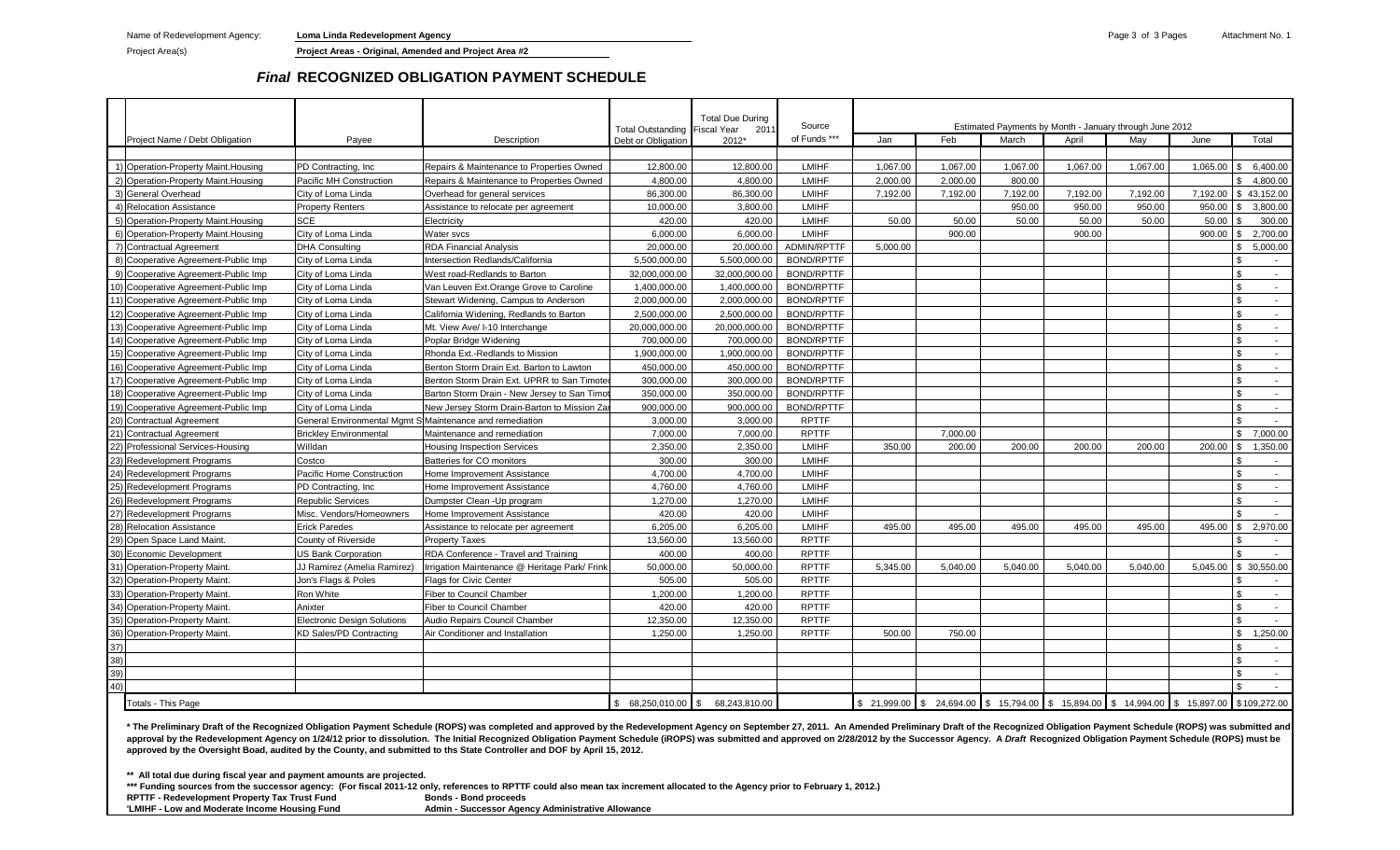Name of Redevelopment Agency: **Loma Linda Redevelopment Agency**

Attachment No. 1

Project Area(s) **Project Areas - Original, Amended and Project Area #2**

## *Final* RECOGNIZED OBLIGATION PAYMENT SCHEDULE

| | Project Name / Debt Obligation | Payee | Description | Total Outstanding Debt or Obligation | Total Due During Fiscal Year 2011 2012* | Source of Funds *** | Estimated Payments by Month - January through June 2012 | | | | | | |
|---|---|---|---|---|---|---|---|---|---|---|---|---|---|
| | | | | | | | Jan | Feb | March | April | May | June | Total |
| 1) | Operation-Property Maint.Housing | PD Contracting, Inc | Repairs & Maintenance to Properties Owned | 12,800.00 | 12,800.00 | LMIHF | 1,067.00 | 1,067.00 | 1,067.00 | 1,067.00 | 1,067.00 | 1,065.00 | $ 6,400.00 |
| 2) | Operation-Property Maint.Housing | Pacific MH Construction | Repairs & Maintenance to Properties Owned | 4,800.00 | 4,800.00 | LMIHF | 2,000.00 | 2,000.00 | 800.00 | | | | $ 4,800.00 |
| 3) | General Overhead | City of Loma Linda | Overhead for general services | 86,300.00 | 86,300.00 | LMIHF | 7,192.00 | 7,192.00 | 7,192.00 | 7,192.00 | 7,192.00 | 7,192.00 | $ 43,152.00 |
| 4) | Relocation Assistance | Property Renters | Assistance to relocate per agreement | 10,000.00 | 3,800.00 | LMIHF | | | 950.00 | 950.00 | 950.00 | 950.00 | $ 3,800.00 |
| 5) | Operation-Property Maint.Housing | SCE | Electricity | 420.00 | 420.00 | LMIHF | 50.00 | 50.00 | 50.00 | 50.00 | 50.00 | 50.00 | $ 300.00 |
| 6) | Operation-Property Maint.Housing | City of Loma Linda | Water svcs | 6,000.00 | 6,000.00 | LMIHF | | 900.00 | | 900.00 | | 900.00 | $ 2,700.00 |
| 7) | Contractual Agreement | DHA Consulting | RDA Financial Analysis | 20,000.00 | 20,000.00 | ADMIN/RPTTF | 5,000.00 | | | | | | $ 5,000.00 |
| 8) | Cooperative Agreement-Public Imp | City of Loma Linda | Intersection Redlands/California | 5,500,000.00 | 5,500,000.00 | BOND/RPTTF | | | | | | | $ - |
| 9) | Cooperative Agreement-Public Imp | City of Loma Linda | West road-Redlands to Barton | 32,000,000.00 | 32,000,000.00 | BOND/RPTTF | | | | | | | $ - |
| 10) | Cooperative Agreement-Public Imp | City of Loma Linda | Van Leuven Ext.Orange Grove to Caroline | 1,400,000.00 | 1,400,000.00 | BOND/RPTTF | | | | | | | $ - |
| 11) | Cooperative Agreement-Public Imp | City of Loma Linda | Stewart Widening, Campus to Anderson | 2,000,000.00 | 2,000,000.00 | BOND/RPTTF | | | | | | | $ - |
| 12) | Cooperative Agreement-Public Imp | City of Loma Linda | California Widening, Redlands to Barton | 2,500,000.00 | 2,500,000.00 | BOND/RPTTF | | | | | | | $ - |
| 13) | Cooperative Agreement-Public Imp | City of Loma Linda | Mt. View Ave/ I-10 Interchange | 20,000,000.00 | 20,000,000.00 | BOND/RPTTF | | | | | | | $ - |
| 14) | Cooperative Agreement-Public Imp | City of Loma Linda | Poplar Bridge Widening | 700,000.00 | 700,000.00 | BOND/RPTTF | | | | | | | $ - |
| 15) | Cooperative Agreement-Public Imp | City of Loma Linda | Rhonda Ext.-Redlands to Mission | 1,900,000.00 | 1,900,000.00 | BOND/RPTTF | | | | | | | $ - |
| 16) | Cooperative Agreement-Public Imp | City of Loma Linda | Benton Storm Drain Ext. Barton to Lawton | 450,000.00 | 450,000.00 | BOND/RPTTF | | | | | | | $ - |
| 17) | Cooperative Agreement-Public Imp | City of Loma Linda | Benton Storm Drain Ext. UPRR to San Timote | 300,000.00 | 300,000.00 | BOND/RPTTF | | | | | | | $ - |
| 18) | Cooperative Agreement-Public Imp | City of Loma Linda | Barton Storm Drain - New Jersey to San Timo | 350,000.00 | 350,000.00 | BOND/RPTTF | | | | | | | $ - |
| 19) | Cooperative Agreement-Public Imp | City of Loma Linda | New Jersey Storm Drain-Barton to Mission Za | 900,000.00 | 900,000.00 | BOND/RPTTF | | | | | | | $ - |
| 20) | Contractual Agreement | General Environmental Mgmt S | Maintenance and remediation | 3,000.00 | 3,000.00 | RPTTF | | | | | | | $ - |
| 21) | Contractual Agreement | Brickley Environmental | Maintenance and remediation | 7,000.00 | 7,000.00 | RPTTF | | 7,000.00 | | | | | $ 7,000.00 |
| 22) | Professional Services-Housing | Willdan | Housing Inspection Services | 2,350.00 | 2,350.00 | LMIHF | 350.00 | 200.00 | 200.00 | 200.00 | 200.00 | 200.00 | $ 1,350.00 |
| 23) | Redevelopment Programs | Costco | Batteries for CO monitors | 300.00 | 300.00 | LMIHF | | | | | | | $ - |
| 24) | Redevelopment Programs | Pacific Home Construction | Home Improvement Assistance | 4,700.00 | 4,700.00 | LMIHF | | | | | | | $ - |
| 25) | Redevelopment Programs | PD Contracting, Inc | Home Improvement Assistance | 4,760.00 | 4,760.00 | LMIHF | | | | | | | $ - |
| 26) | Redevelopment Programs | Republic Services | Dumpster Clean -Up program | 1,270.00 | 1,270.00 | LMIHF | | | | | | | $ - |
| 27) | Redevelopment Programs | Misc. Vendors/Homeowners | Home Improvement Assistance | 420.00 | 420.00 | LMIHF | | | | | | | $ - |
| 28) | Relocation Assistance | Erick Paredes | Assistance to relocate per agreement | 6,205.00 | 6,205.00 | LMIHF | 495.00 | 495.00 | 495.00 | 495.00 | 495.00 | 495.00 | $ 2,970.00 |
| 29) | Open Space Land Maint. | County of Riverside | Property Taxes | 13,560.00 | 13,560.00 | RPTTF | | | | | | | $ - |
| 30) | Economic Development | US Bank Corporation | RDA Conference - Travel and Training | 400.00 | 400.00 | RPTTF | | | | | | | $ - |
| 31) | Operation-Property Maint. | JJ Ramirez (Amelia Ramirez) | Irrigation Maintenance @ Heritage Park/ Frink | 50,000.00 | 50,000.00 | RPTTF | 5,345.00 | 5,040.00 | 5,040.00 | 5,040.00 | 5,040.00 | 5,045.00 | $ 30,550.00 |
| 32) | Operation-Property Maint. | Jon's Flags & Poles | Flags for Civic Center | 505.00 | 505.00 | RPTTF | | | | | | | $ - |
| 33) | Operation-Property Maint. | Ron White | Fiber to Council Chamber | 1,200.00 | 1,200.00 | RPTTF | | | | | | | $ - |
| 34) | Operation-Property Maint. | Anixter | Fiber to Council Chamber | 420.00 | 420.00 | RPTTF | | | | | | | $ - |
| 35) | Operation-Property Maint. | Electronic Design Solutions | Audio Repairs Council Chamber | 12,350.00 | 12,350.00 | RPTTF | | | | | | | $ - |
| 36) | Operation-Property Maint. | KD Sales/PD Contracting | Air Conditioner and Installation | 1,250.00 | 1,250.00 | RPTTF | 500.00 | 750.00 | | | | | $ 1,250.00 |
| 37) | | | | | | | | | | | | | $ - |
| 38) | | | | | | | | | | | | | $ - |
| 39) | | | | | | | | | | | | | $ - |
| 40) | | | | | | | | | | | | | $ - |
| | Totals - This Page | | | $ 68,250,010.00 | $ 68,243,810.00 | | $ 21,999.00 | $ 24,694.00 | $ 15,794.00 | $ 15,894.00 | $ 14,994.00 | $ 15,897.00 | $109,272.00 |

**\* The Preliminary Draft of the Recognized Obligation Payment Schedule (ROPS) was completed and approved by the Redevelopment Agency on September 27, 2011. An Amended Preliminary Draft of the Recognized Obligation Payment Schedule (ROPS) was submitted and approval by the Redevelopment Agency on 1/24/12 prior to dissolution. The Initial Recognized Obligation Payment Schedule (iROPS) was submitted and approved on 2/28/2012 by the Successor Agency. A *Draft* Recognized Obligation Payment Schedule (ROPS) must be approved by the Oversight Boad, audited by the County, and submitted to ths State Controller and DOF by April 15, 2012.**

**\*\* All total due during fiscal year and payment amounts are projected.**

**\*\*\* Funding sources from the successor agency: (For fiscal 2011-12 only, references to RPTTF could also mean tax increment allocated to the Agency prior to February 1, 2012.)**

**RPTTF - Redevelopment Property Tax Trust Fund** — **Bonds - Bond proceeds**

**'LMIHF - Low and Moderate Income Housing Fund** — **Admin - Successor Agency Administrative Allowance**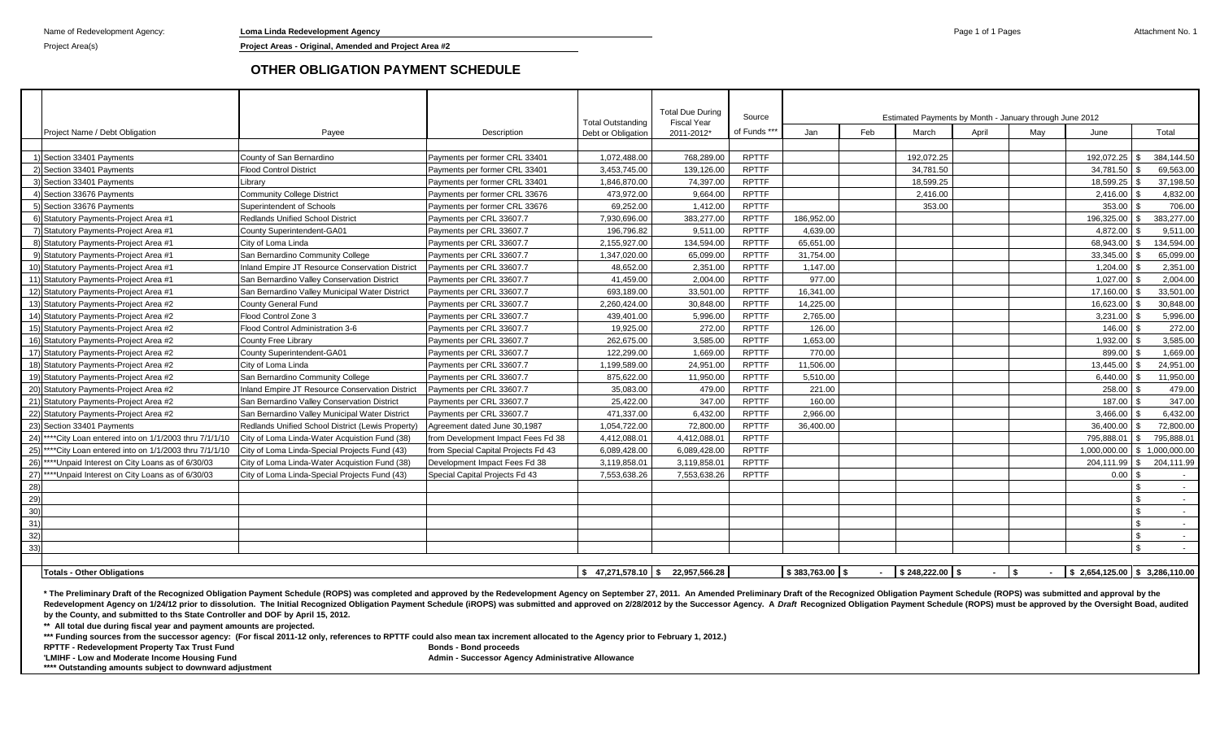Name of Redevelopment Agency: **Loma Linda Redevelopment Agency**

Attachment No. 1

Project Area(s) **Project Areas - Original, Amended and Project Area #2**

## OTHER OBLIGATION PAYMENT SCHEDULE

| | Project Name / Debt Obligation | Payee | Description | Total Outstanding Debt or Obligation | Total Due During Fiscal Year 2011-2012* | Source of Funds *** | Jan | Feb | March | April | May | June | Total |
|---|---|---|---|---|---|---|---|---|---|---|---|---|---|
| | | | | | | | Estimated Payments by Month - January through June 2012 | | | | | | |
| 1) | Section 33401 Payments | County of San Bernardino | Payments per former CRL 33401 | 1,072,488.00 | 768,289.00 | RPTTF | | | 192,072.25 | | | 192,072.25 | $ 384,144.50 |
| 2) | Section 33401 Payments | Flood Control District | Payments per former CRL 33401 | 3,453,745.00 | 139,126.00 | RPTTF | | | 34,781.50 | | | 34,781.50 | $ 69,563.00 |
| 3) | Section 33401 Payments | Library | Payments per former CRL 33401 | 1,846,870.00 | 74,397.00 | RPTTF | | | 18,599.25 | | | 18,599.25 | $ 37,198.50 |
| 4) | Section 33676 Payments | Community College District | Payments per former CRL 33676 | 473,972.00 | 9,664.00 | RPTTF | | | 2,416.00 | | | 2,416.00 | $ 4,832.00 |
| 5) | Section 33676 Payments | Superintendent of Schools | Payments per former CRL 33676 | 69,252.00 | 1,412.00 | RPTTF | | | 353.00 | | | 353.00 | $ 706.00 |
| 6) | Statutory Payments-Project Area #1 | Redlands Unified School District | Payments per CRL 33607.7 | 7,930,696.00 | 383,277.00 | RPTTF | 186,952.00 | | | | | 196,325.00 | $ 383,277.00 |
| 7) | Statutory Payments-Project Area #1 | County Superintendent-GA01 | Payments per CRL 33607.7 | 196,796.82 | 9,511.00 | RPTTF | 4,639.00 | | | | | 4,872.00 | $ 9,511.00 |
| 8) | Statutory Payments-Project Area #1 | City of Loma Linda | Payments per CRL 33607.7 | 2,155,927.00 | 134,594.00 | RPTTF | 65,651.00 | | | | | 68,943.00 | $ 134,594.00 |
| 9) | Statutory Payments-Project Area #1 | San Bernardino Community College | Payments per CRL 33607.7 | 1,347,020.00 | 65,099.00 | RPTTF | 31,754.00 | | | | | 33,345.00 | $ 65,099.00 |
| 10) | Statutory Payments-Project Area #1 | Inland Empire JT Resource Conservation District | Payments per CRL 33607.7 | 48,652.00 | 2,351.00 | RPTTF | 1,147.00 | | | | | 1,204.00 | $ 2,351.00 |
| 11) | Statutory Payments-Project Area #1 | San Bernardino Valley Conservation District | Payments per CRL 33607.7 | 41,459.00 | 2,004.00 | RPTTF | 977.00 | | | | | 1,027.00 | $ 2,004.00 |
| 12) | Statutory Payments-Project Area #1 | San Bernardino Valley Municipal Water District | Payments per CRL 33607.7 | 693,189.00 | 33,501.00 | RPTTF | 16,341.00 | | | | | 17,160.00 | $ 33,501.00 |
| 13) | Statutory Payments-Project Area #2 | County General Fund | Payments per CRL 33607.7 | 2,260,424.00 | 30,848.00 | RPTTF | 14,225.00 | | | | | 16,623.00 | $ 30,848.00 |
| 14) | Statutory Payments-Project Area #2 | Flood Control Zone 3 | Payments per CRL 33607.7 | 439,401.00 | 5,996.00 | RPTTF | 2,765.00 | | | | | 3,231.00 | $ 5,996.00 |
| 15) | Statutory Payments-Project Area #2 | Flood Control Administration 3-6 | Payments per CRL 33607.7 | 19,925.00 | 272.00 | RPTTF | 126.00 | | | | | 146.00 | $ 272.00 |
| 16) | Statutory Payments-Project Area #2 | County Free Library | Payments per CRL 33607.7 | 262,675.00 | 3,585.00 | RPTTF | 1,653.00 | | | | | 1,932.00 | $ 3,585.00 |
| 17) | Statutory Payments-Project Area #2 | County Superintendent-GA01 | Payments per CRL 33607.7 | 122,299.00 | 1,669.00 | RPTTF | 770.00 | | | | | 899.00 | $ 1,669.00 |
| 18) | Statutory Payments-Project Area #2 | City of Loma Linda | Payments per CRL 33607.7 | 1,199,589.00 | 24,951.00 | RPTTF | 11,506.00 | | | | | 13,445.00 | $ 24,951.00 |
| 19) | Statutory Payments-Project Area #2 | San Bernardino Community College | Payments per CRL 33607.7 | 875,622.00 | 11,950.00 | RPTTF | 5,510.00 | | | | | 6,440.00 | $ 11,950.00 |
| 20) | Statutory Payments-Project Area #2 | Inland Empire JT Resource Conservation District | Payments per CRL 33607.7 | 35,083.00 | 479.00 | RPTTF | 221.00 | | | | | 258.00 | $ 479.00 |
| 21) | Statutory Payments-Project Area #2 | San Bernardino Valley Conservation District | Payments per CRL 33607.7 | 25,422.00 | 347.00 | RPTTF | 160.00 | | | | | 187.00 | $ 347.00 |
| 22) | Statutory Payments-Project Area #2 | San Bernardino Valley Municipal Water District | Payments per CRL 33607.7 | 471,337.00 | 6,432.00 | RPTTF | 2,966.00 | | | | | 3,466.00 | $ 6,432.00 |
| 23) | Section 33401 Payments | Redlands Unified School District (Lewis Property) | Agreement dated June 30,1987 | 1,054,722.00 | 72,800.00 | RPTTF | 36,400.00 | | | | | 36,400.00 | $ 72,800.00 |
| 24) | ****City Loan entered into on 1/1/2003 thru 7/1/1/10 | City of Loma Linda-Water Acquistion Fund (38) | from Development Impact Fees Fd 38 | 4,412,088.01 | 4,412,088.01 | RPTTF | | | | | | 795,888.01 | $ 795,888.01 |
| 25) | ****City Loan entered into on 1/1/2003 thru 7/1/1/10 | City of Loma Linda-Special Projects Fund (43) | from Special Capital Projects Fd 43 | 6,089,428.00 | 6,089,428.00 | RPTTF | | | | | | 1,000,000.00 | $ 1,000,000.00 |
| 26) | ****Unpaid Interest on City Loans as of 6/30/03 | City of Loma Linda-Water Acquistion Fund (38) | Development Impact Fees Fd 38 | 3,119,858.01 | 3,119,858.01 | RPTTF | | | | | | 204,111.99 | $ 204,111.99 |
| 27) | ****Unpaid Interest on City Loans as of 6/30/03 | City of Loma Linda-Special Projects Fund (43) | Special Capital Projects Fd 43 | 7,553,638.26 | 7,553,638.26 | RPTTF | | | | | | 0.00 | $ - |
| 28) | | | | | | | | | | | | | $ - |
| 29) | | | | | | | | | | | | | $ - |
| 30) | | | | | | | | | | | | | $ - |
| 31) | | | | | | | | | | | | | $ - |
| 32) | | | | | | | | | | | | | $ - |
| 33) | | | | | | | | | | | | | $ - |
| | **Totals - Other Obligations** | | | $ 47,271,578.10 | $ 22,957,566.28 | | $ 383,763.00 | $ - | $ 248,222.00 | $ - | $ - | $ 2,654,125.00 | $ 3,286,110.00 |

**\* The Preliminary Draft of the Recognized Obligation Payment Schedule (ROPS) was completed and approved by the Redevelopment Agency on September 27, 2011. An Amended Preliminary Draft of the Recognized Obligation Payment Schedule (ROPS) was submitted and approval by the Redevelopment Agency on 1/24/12 prior to dissolution. The Initial Recognized Obligation Payment Schedule (iROPS) was submitted and approved on 2/28/2012 by the Successor Agency. A *Draft* Recognized Obligation Payment Schedule (ROPS) must be approved by the Oversight Boad, audited by the County, and submitted to ths State Controller and DOF by April 15, 2012.**

**\*\* All total due during fiscal year and payment amounts are projected.**

**\*\*\* Funding sources from the successor agency: (For fiscal 2011-12 only, references to RPTTF could also mean tax increment allocated to the Agency prior to February 1, 2012.)**

**RPTTF - Redevelopment Property Tax Trust Fund** | **Bonds - Bond proceeds**

**'LMIHF - Low and Moderate Income Housing Fund** | **Admin - Successor Agency Administrative Allowance**

**\*\*\*\* Outstanding amounts subject to downward adjustment**